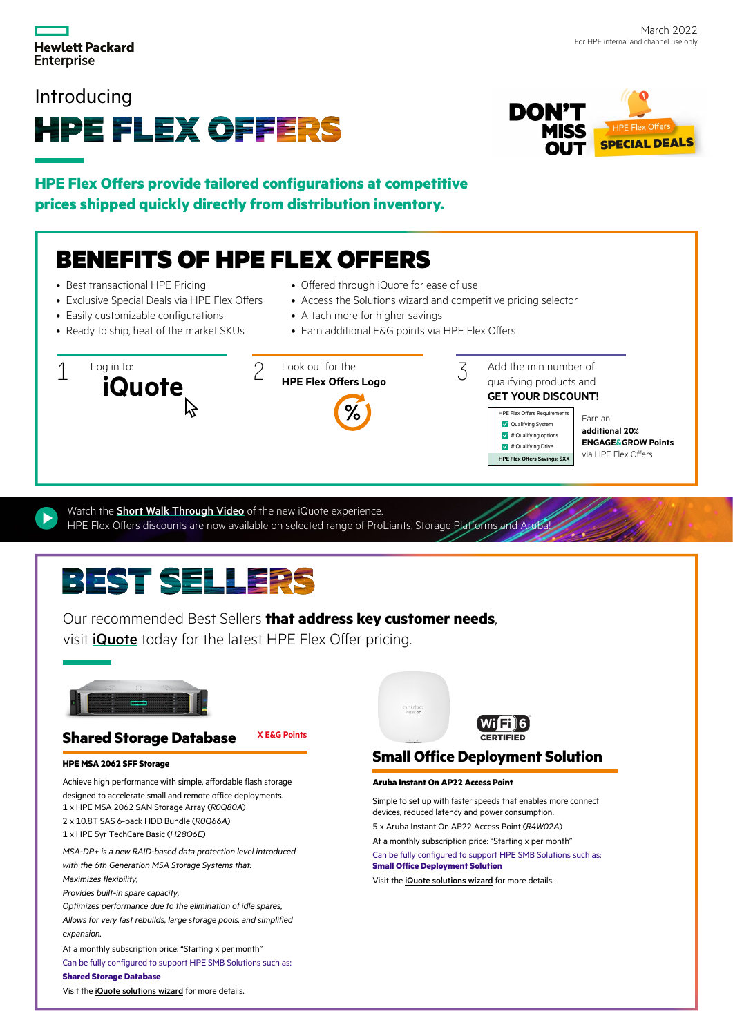Hewlett Packard Enterprise

March 2022
For HPE internal and channel use only

Introducing

# HPE FLEX OFFERS

DON'T MISS OUT — HPE Flex Offers SPECIAL DEALS

**HPE Flex Offers provide tailored configurations at competitive prices shipped quickly directly from distribution inventory.**

## BENEFITS OF HPE FLEX OFFERS

- Best transactional HPE Pricing
- Exclusive Special Deals via HPE Flex Offers
- Easily customizable configurations
- Ready to ship, heat of the market SKUs
- Offered through iQuote for ease of use
- Access the Solutions wizard and competitive pricing selector
- Attach more for higher savings
- Earn additional E&G points via HPE Flex Offers

1. Log in to: **iQuote**
2. Look out for the **HPE Flex Offers Logo**
3. Add the min number of qualifying products and **GET YOUR DISCOUNT!**

HPE Flex Offers Requirements
- Qualifying System
- # Qualifying options
- # Qualifying Drive

HPE Flex Offers Savings: $XX

Earn an **additional 20% ENGAGE&GROW Points** via HPE Flex Offers

Watch the **Short Walk Through Video** of the new iQuote experience.
HPE Flex Offers discounts are now available on selected range of ProLiants, Storage Platforms and Aruba!

## BEST SELLERS

Our recommended Best Sellers **that address key customer needs**, visit **iQuote** today for the latest HPE Flex Offer pricing.

### Shared Storage Database

X E&G Points

**HPE MSA 2062 SFF Storage**

Achieve high performance with simple, affordable flash storage designed to accelerate small and remote office deployments.
1 x HPE MSA 2062 SAN Storage Array (*R0Q80A*)
2 x 10.8T SAS 6-pack HDD Bundle (*R0Q66A*)
1 x HPE 5yr TechCare Basic (*H28Q6E*)

*MSA-DP+ is a new RAID-based data protection level introduced with the 6th Generation MSA Storage Systems that:*
*Maximizes flexibility,*
*Provides built-in spare capacity,*
*Optimizes performance due to the elimination of idle spares,*
*Allows for very fast rebuilds, large storage pools, and simplified expansion.*

At a monthly subscription price: "Starting x per month"
Can be fully configured to support HPE SMB Solutions such as:
**Shared Storage Database**
Visit the iQuote solutions wizard for more details.

### Small Office Deployment Solution

Wi-Fi 6 CERTIFIED

**Aruba Instant On AP22 Access Point**

Simple to set up with faster speeds that enables more connect devices, reduced latency and power consumption.
5 x Aruba Instant On AP22 Access Point (*R4W02A*)
At a monthly subscription price: "Starting x per month"
Can be fully configured to support HPE SMB Solutions such as:
**Small Office Deployment Solution**
Visit the iQuote solutions wizard for more details.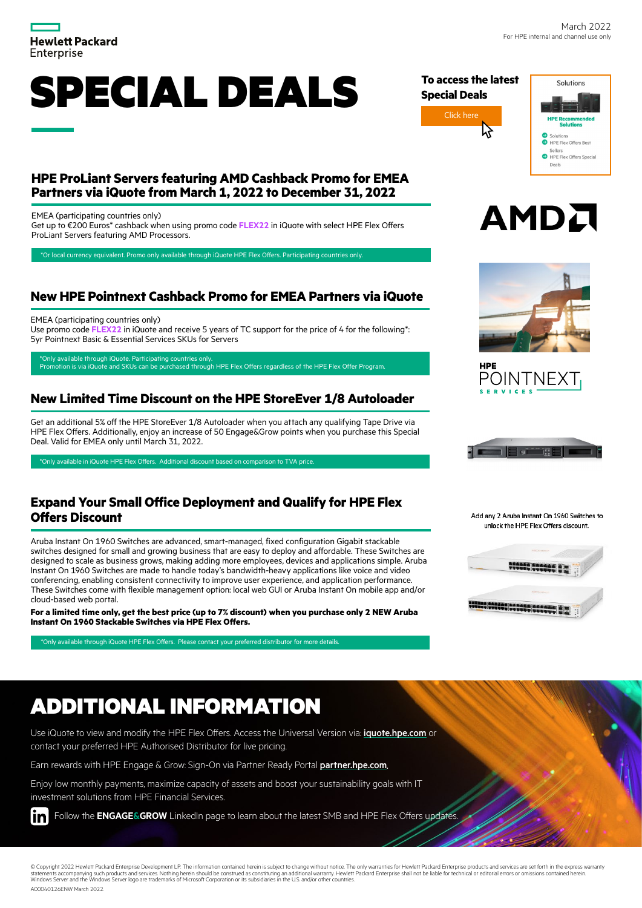Hewlett Packard Enterprise

March 2022
For HPE internal and channel use only

# SPECIAL DEALS

**To access the latest Special Deals**

Click here

Solutions

HPE Recommended Solutions

- Solutions
- HPE Flex Offers Best Sellers
- HPE Flex Offers Special Deals

## HPE ProLiant Servers featuring AMD Cashback Promo for EMEA Partners via iQuote from March 1, 2022 to December 31, 2022

EMEA (participating countries only)
Get up to €200 Euros* cashback when using promo code **FLEX22** in iQuote with select HPE Flex Offers ProLiant Servers featuring AMD Processors.

*Or local currency equivalent. Promo only available through iQuote HPE Flex Offers. Participating countries only.

## New HPE Pointnext Cashback Promo for EMEA Partners via iQuote

EMEA (participating countries only)
Use promo code **FLEX22** in iQuote and receive 5 years of TC support for the price of 4 for the following*:
5yr Pointnext Basic & Essential Services SKUs for Servers

*Only available through iQuote. Participating countries only.
Promotion is via iQuote and SKUs can be purchased through HPE Flex Offers regardless of the HPE Flex Offer Program.

## New Limited Time Discount on the HPE StoreEver 1/8 Autoloader

Get an additional 5% off the HPE StoreEver 1/8 Autoloader when you attach any qualifying Tape Drive via HPE Flex Offers. Additionally, enjoy an increase of 50 Engage&Grow points when you purchase this Special Deal. Valid for EMEA only until March 31, 2022.

*Only available in iQuote HPE Flex Offers. Additional discount based on comparison to TVA price.

## Expand Your Small Office Deployment and Qualify for HPE Flex Offers Discount

Aruba Instant On 1960 Switches are advanced, smart-managed, fixed configuration Gigabit stackable switches designed for small and growing business that are easy to deploy and affordable. These Switches are designed to scale as business grows, making adding more employees, devices and applications simple. Aruba Instant On 1960 Switches are made to handle today's bandwidth-heavy applications like voice and video conferencing, enabling consistent connectivity to improve user experience, and application performance. These Switches come with flexible management option: local web GUI or Aruba Instant On mobile app and/or cloud-based web portal.

**For a limited time only, get the best price (up to 7% discount) when you purchase only 2 NEW Aruba Instant On 1960 Stackable Switches via HPE Flex Offers.**

*Only available through iQuote HPE Flex Offers. Please contact your preferred distributor for more details.

Add any 2 Aruba Instant On 1960 Switches to unlock the HPE Flex Offers discount.

# ADDITIONAL INFORMATION

Use iQuote to view and modify the HPE Flex Offers. Access the Universal Version via: **iquote.hpe.com** or contact your preferred HPE Authorised Distributor for live pricing.

Earn rewards with HPE Engage & Grow: Sign-On via Partner Ready Portal **partner.hpe.com**.

Enjoy low monthly payments, maximize capacity of assets and boost your sustainability goals with IT investment solutions from HPE Financial Services.

Follow the **ENGAGE&GROW** LinkedIn page to learn about the latest SMB and HPE Flex Offers updates.

© Copyright 2022 Hewlett Packard Enterprise Development LP. The information contained herein is subject to change without notice. The only warranties for Hewlett Packard Enterprise products and services are set forth in the express warranty statements accompanying such products and services. Nothing herein should be construed as constituting an additional warranty. Hewlett Packard Enterprise shall not be liable for technical or editorial errors or omissions contained herein. Windows Server and the Windows Server logo are trademarks of Microsoft Corporation or its subsidiaries in the U.S. and/or other countries.

A00040126ENW March 2022.